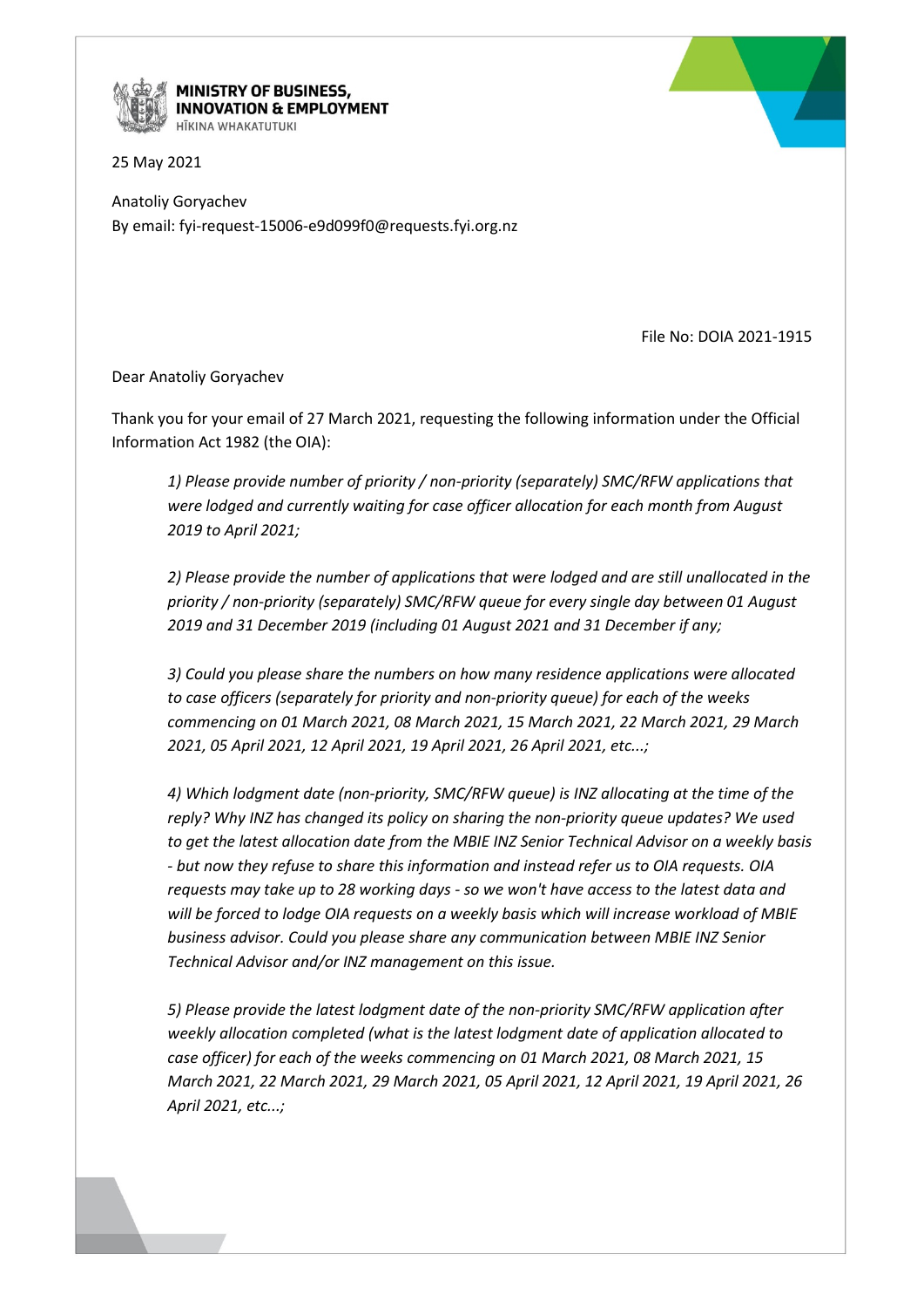**MINISTRY OF BUSINESS, INNOVATION & EMPLOYMENT**
HĪKINA WHAKATUTUKI

25 May 2021

Anatoliy Goryachev
By email: fyi-request-15006-e9d099f0@requests.fyi.org.nz

File No: DOIA 2021-1915

Dear Anatoliy Goryachev

Thank you for your email of 27 March 2021, requesting the following information under the Official Information Act 1982 (the OIA):

> *1) Please provide number of priority / non-priority (separately) SMC/RFW applications that were lodged and currently waiting for case officer allocation for each month from August 2019 to April 2021;*
>
> *2) Please provide the number of applications that were lodged and are still unallocated in the priority / non-priority (separately) SMC/RFW queue for every single day between 01 August 2019 and 31 December 2019 (including 01 August 2021 and 31 December if any;*
>
> *3) Could you please share the numbers on how many residence applications were allocated to case officers (separately for priority and non-priority queue) for each of the weeks commencing on 01 March 2021, 08 March 2021, 15 March 2021, 22 March 2021, 29 March 2021, 05 April 2021, 12 April 2021, 19 April 2021, 26 April 2021, etc...;*
>
> *4) Which lodgment date (non-priority, SMC/RFW queue) is INZ allocating at the time of the reply? Why INZ has changed its policy on sharing the non-priority queue updates? We used to get the latest allocation date from the MBIE INZ Senior Technical Advisor on a weekly basis - but now they refuse to share this information and instead refer us to OIA requests. OIA requests may take up to 28 working days - so we won't have access to the latest data and will be forced to lodge OIA requests on a weekly basis which will increase workload of MBIE business advisor. Could you please share any communication between MBIE INZ Senior Technical Advisor and/or INZ management on this issue.*
>
> *5) Please provide the latest lodgment date of the non-priority SMC/RFW application after weekly allocation completed (what is the latest lodgment date of application allocated to case officer) for each of the weeks commencing on 01 March 2021, 08 March 2021, 15 March 2021, 22 March 2021, 29 March 2021, 05 April 2021, 12 April 2021, 19 April 2021, 26 April 2021, etc...;*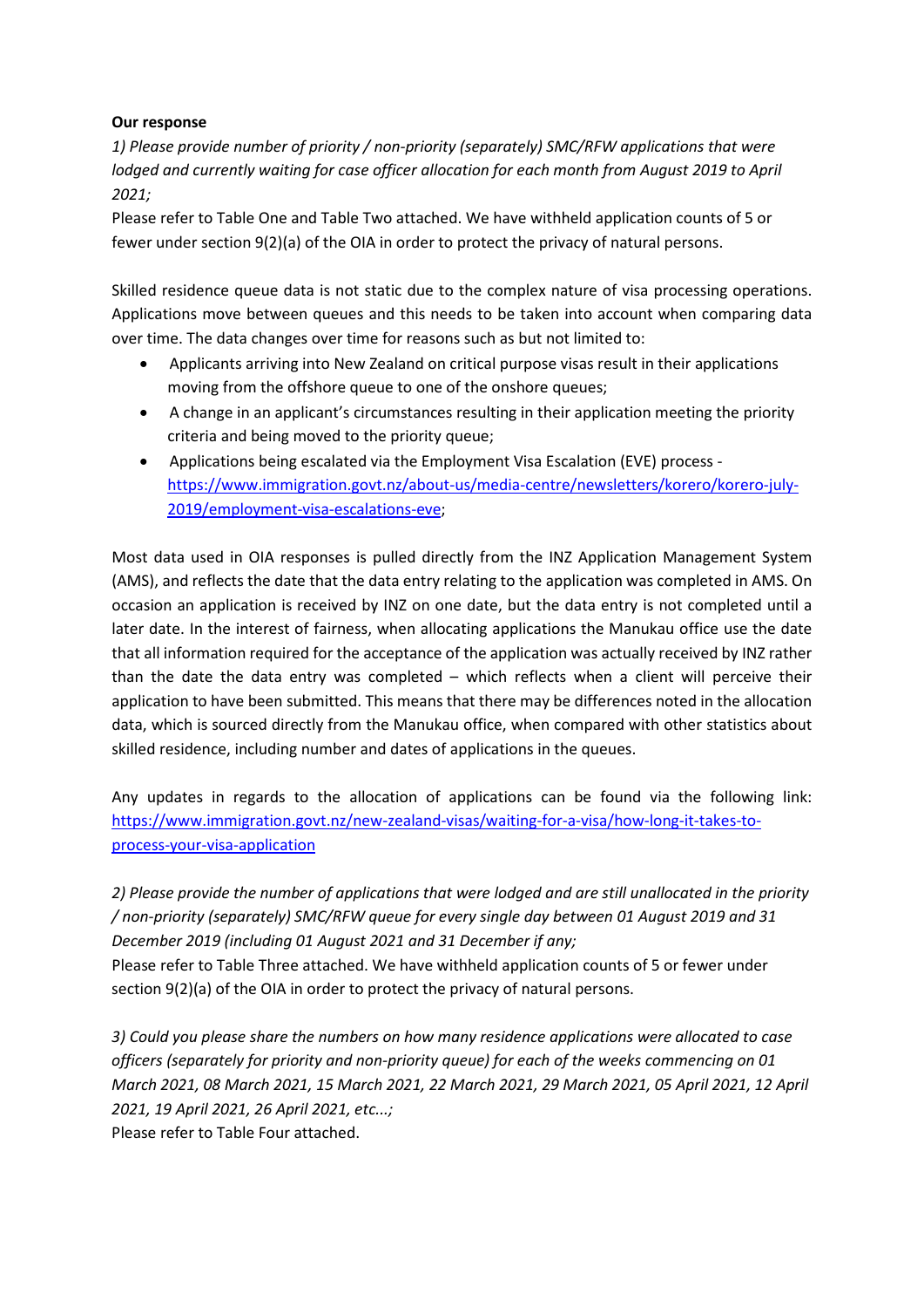**Our response**

*1) Please provide number of priority / non-priority (separately) SMC/RFW applications that were lodged and currently waiting for case officer allocation for each month from August 2019 to April 2021;*

Please refer to Table One and Table Two attached. We have withheld application counts of 5 or fewer under section 9(2)(a) of the OIA in order to protect the privacy of natural persons.

Skilled residence queue data is not static due to the complex nature of visa processing operations. Applications move between queues and this needs to be taken into account when comparing data over time. The data changes over time for reasons such as but not limited to:

- Applicants arriving into New Zealand on critical purpose visas result in their applications moving from the offshore queue to one of the onshore queues;
- A change in an applicant's circumstances resulting in their application meeting the priority criteria and being moved to the priority queue;
- Applications being escalated via the Employment Visa Escalation (EVE) process - https://www.immigration.govt.nz/about-us/media-centre/newsletters/korero/korero-july-2019/employment-visa-escalations-eve;

Most data used in OIA responses is pulled directly from the INZ Application Management System (AMS), and reflects the date that the data entry relating to the application was completed in AMS. On occasion an application is received by INZ on one date, but the data entry is not completed until a later date. In the interest of fairness, when allocating applications the Manukau office use the date that all information required for the acceptance of the application was actually received by INZ rather than the date the data entry was completed – which reflects when a client will perceive their application to have been submitted. This means that there may be differences noted in the allocation data, which is sourced directly from the Manukau office, when compared with other statistics about skilled residence, including number and dates of applications in the queues.

Any updates in regards to the allocation of applications can be found via the following link: https://www.immigration.govt.nz/new-zealand-visas/waiting-for-a-visa/how-long-it-takes-to-process-your-visa-application

*2) Please provide the number of applications that were lodged and are still unallocated in the priority / non-priority (separately) SMC/RFW queue for every single day between 01 August 2019 and 31 December 2019 (including 01 August 2021 and 31 December if any;*

Please refer to Table Three attached. We have withheld application counts of 5 or fewer under section 9(2)(a) of the OIA in order to protect the privacy of natural persons.

*3) Could you please share the numbers on how many residence applications were allocated to case officers (separately for priority and non-priority queue) for each of the weeks commencing on 01 March 2021, 08 March 2021, 15 March 2021, 22 March 2021, 29 March 2021, 05 April 2021, 12 April 2021, 19 April 2021, 26 April 2021, etc...;*

Please refer to Table Four attached.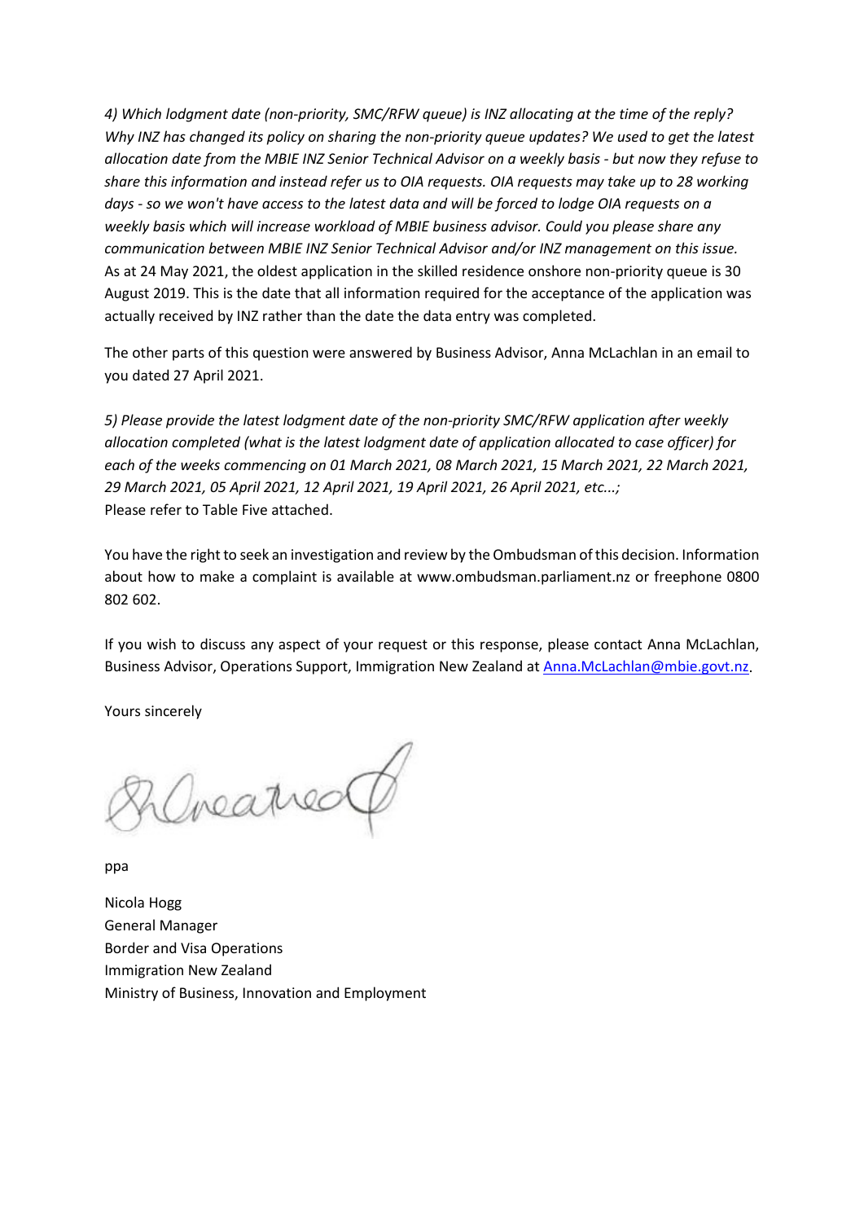*4) Which lodgment date (non-priority, SMC/RFW queue) is INZ allocating at the time of the reply? Why INZ has changed its policy on sharing the non-priority queue updates? We used to get the latest allocation date from the MBIE INZ Senior Technical Advisor on a weekly basis - but now they refuse to share this information and instead refer us to OIA requests. OIA requests may take up to 28 working days - so we won't have access to the latest data and will be forced to lodge OIA requests on a weekly basis which will increase workload of MBIE business advisor. Could you please share any communication between MBIE INZ Senior Technical Advisor and/or INZ management on this issue.*
As at 24 May 2021, the oldest application in the skilled residence onshore non-priority queue is 30 August 2019. This is the date that all information required for the acceptance of the application was actually received by INZ rather than the date the data entry was completed.

The other parts of this question were answered by Business Advisor, Anna McLachlan in an email to you dated 27 April 2021.

*5) Please provide the latest lodgment date of the non-priority SMC/RFW application after weekly allocation completed (what is the latest lodgment date of application allocated to case officer) for each of the weeks commencing on 01 March 2021, 08 March 2021, 15 March 2021, 22 March 2021, 29 March 2021, 05 April 2021, 12 April 2021, 19 April 2021, 26 April 2021, etc...;*
Please refer to Table Five attached.

You have the right to seek an investigation and review by the Ombudsman of this decision. Information about how to make a complaint is available at www.ombudsman.parliament.nz or freephone 0800 802 602.

If you wish to discuss any aspect of your request or this response, please contact Anna McLachlan, Business Advisor, Operations Support, Immigration New Zealand at Anna.McLachlan@mbie.govt.nz.

Yours sincerely

ppa

Nicola Hogg
General Manager
Border and Visa Operations
Immigration New Zealand
Ministry of Business, Innovation and Employment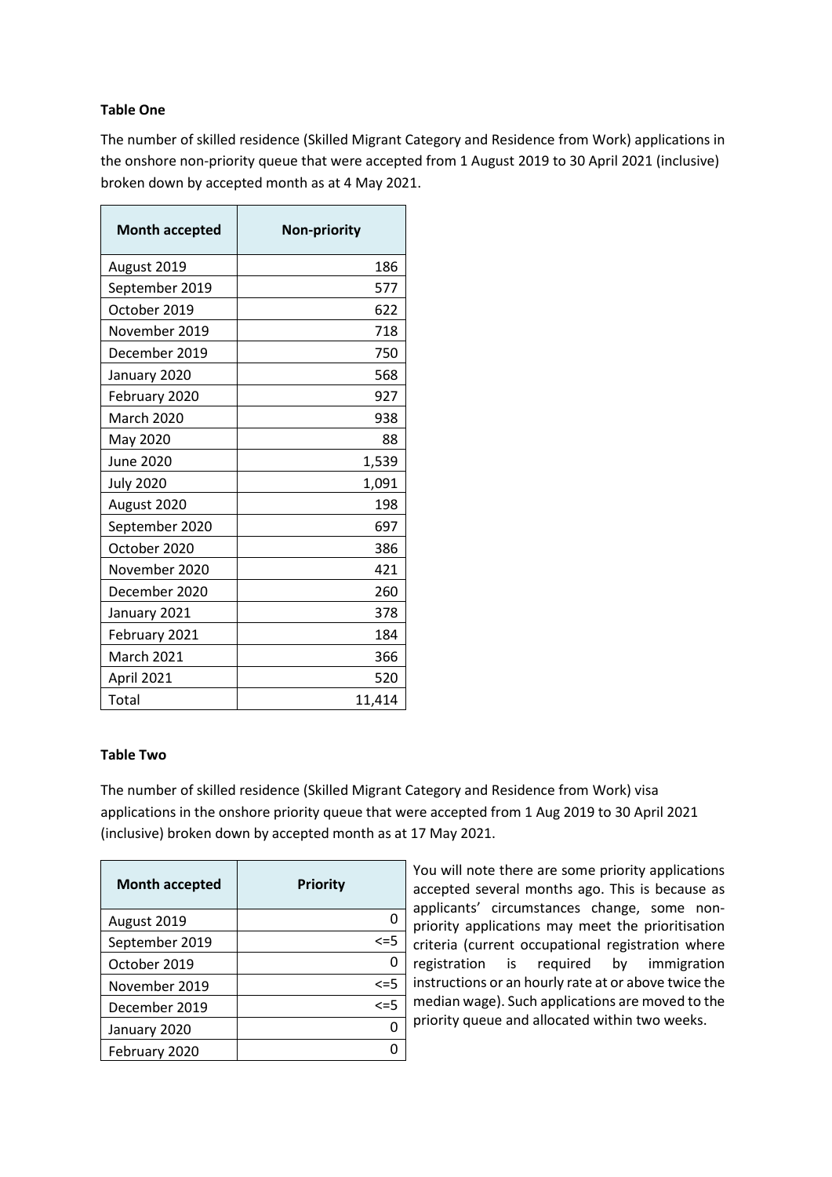**Table One**

The number of skilled residence (Skilled Migrant Category and Residence from Work) applications in the onshore non-priority queue that were accepted from 1 August 2019 to 30 April 2021 (inclusive) broken down by accepted month as at 4 May 2021.

| Month accepted | Non-priority |
|---|---|
| August 2019 | 186 |
| September 2019 | 577 |
| October 2019 | 622 |
| November 2019 | 718 |
| December 2019 | 750 |
| January 2020 | 568 |
| February 2020 | 927 |
| March 2020 | 938 |
| May 2020 | 88 |
| June 2020 | 1,539 |
| July 2020 | 1,091 |
| August 2020 | 198 |
| September 2020 | 697 |
| October 2020 | 386 |
| November 2020 | 421 |
| December 2020 | 260 |
| January 2021 | 378 |
| February 2021 | 184 |
| March 2021 | 366 |
| April 2021 | 520 |
| Total | 11,414 |

**Table Two**

The number of skilled residence (Skilled Migrant Category and Residence from Work) visa applications in the onshore priority queue that were accepted from 1 Aug 2019 to 30 April 2021 (inclusive) broken down by accepted month as at 17 May 2021.

| Month accepted | Priority |
|---|---|
| August 2019 | 0 |
| September 2019 | <=5 |
| October 2019 | 0 |
| November 2019 | <=5 |
| December 2019 | <=5 |
| January 2020 | 0 |
| February 2020 | 0 |

You will note there are some priority applications accepted several months ago. This is because as applicants' circumstances change, some non-priority applications may meet the prioritisation criteria (current occupational registration where registration is required by immigration instructions or an hourly rate at or above twice the median wage). Such applications are moved to the priority queue and allocated within two weeks.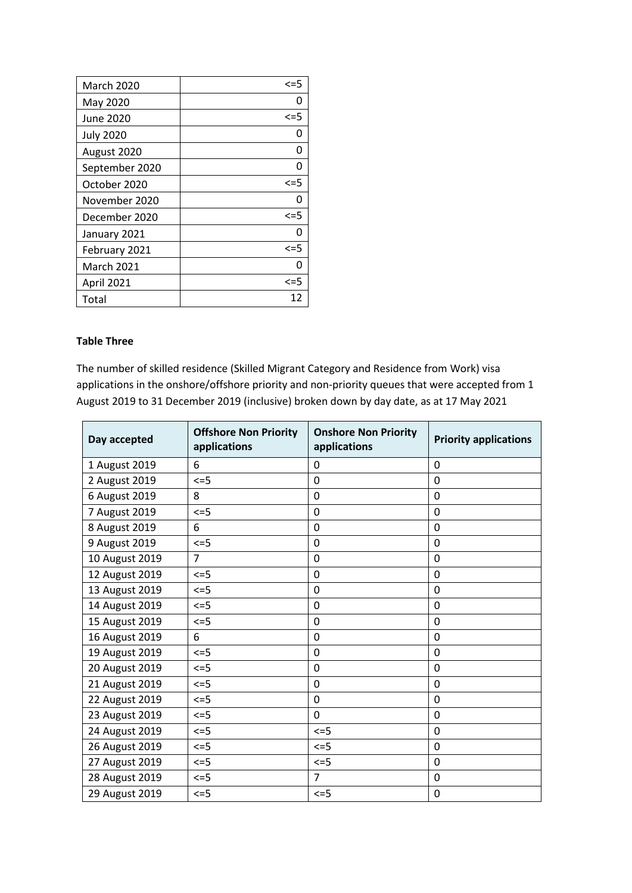| | |
|---|---|
| March 2020 | <=5 |
| May 2020 | 0 |
| June 2020 | <=5 |
| July 2020 | 0 |
| August 2020 | 0 |
| September 2020 | 0 |
| October 2020 | <=5 |
| November 2020 | 0 |
| December 2020 | <=5 |
| January 2021 | 0 |
| February 2021 | <=5 |
| March 2021 | 0 |
| April 2021 | <=5 |
| Total | 12 |

**Table Three**

The number of skilled residence (Skilled Migrant Category and Residence from Work) visa applications in the onshore/offshore priority and non-priority queues that were accepted from 1 August 2019 to 31 December 2019 (inclusive) broken down by day date, as at 17 May 2021

| Day accepted | Offshore Non Priority applications | Onshore Non Priority applications | Priority applications |
|---|---|---|---|
| 1 August 2019 | 6 | 0 | 0 |
| 2 August 2019 | <=5 | 0 | 0 |
| 6 August 2019 | 8 | 0 | 0 |
| 7 August 2019 | <=5 | 0 | 0 |
| 8 August 2019 | 6 | 0 | 0 |
| 9 August 2019 | <=5 | 0 | 0 |
| 10 August 2019 | 7 | 0 | 0 |
| 12 August 2019 | <=5 | 0 | 0 |
| 13 August 2019 | <=5 | 0 | 0 |
| 14 August 2019 | <=5 | 0 | 0 |
| 15 August 2019 | <=5 | 0 | 0 |
| 16 August 2019 | 6 | 0 | 0 |
| 19 August 2019 | <=5 | 0 | 0 |
| 20 August 2019 | <=5 | 0 | 0 |
| 21 August 2019 | <=5 | 0 | 0 |
| 22 August 2019 | <=5 | 0 | 0 |
| 23 August 2019 | <=5 | 0 | 0 |
| 24 August 2019 | <=5 | <=5 | 0 |
| 26 August 2019 | <=5 | <=5 | 0 |
| 27 August 2019 | <=5 | <=5 | 0 |
| 28 August 2019 | <=5 | 7 | 0 |
| 29 August 2019 | <=5 | <=5 | 0 |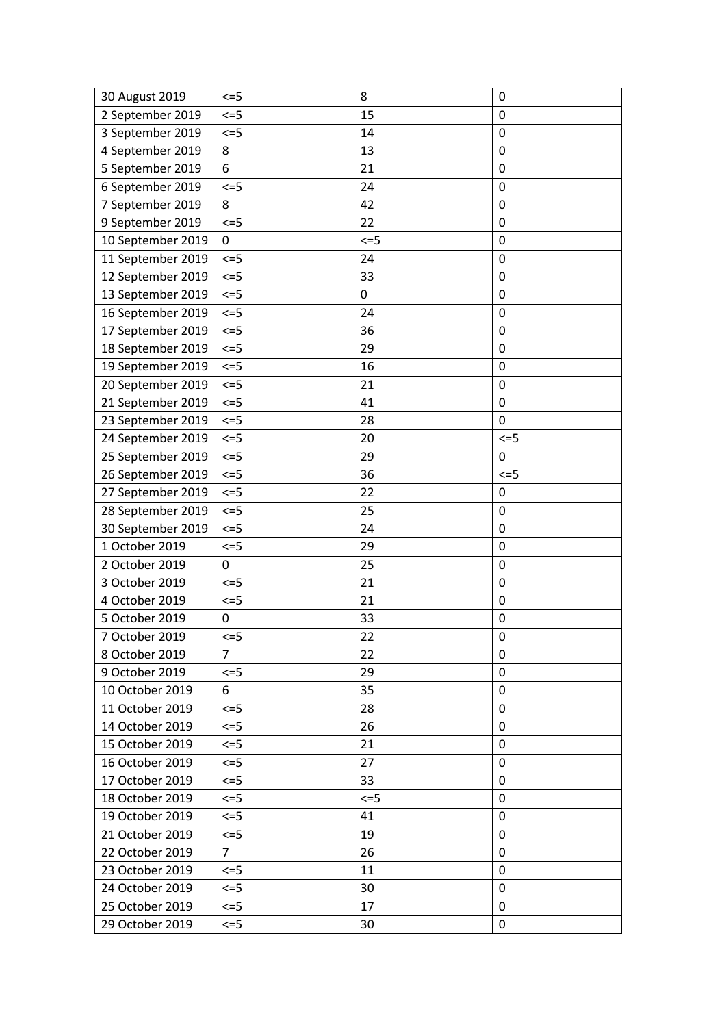| | | | |
|---|---|---|---|
| 30 August 2019 | <=5 | 8 | 0 |
| 2 September 2019 | <=5 | 15 | 0 |
| 3 September 2019 | <=5 | 14 | 0 |
| 4 September 2019 | 8 | 13 | 0 |
| 5 September 2019 | 6 | 21 | 0 |
| 6 September 2019 | <=5 | 24 | 0 |
| 7 September 2019 | 8 | 42 | 0 |
| 9 September 2019 | <=5 | 22 | 0 |
| 10 September 2019 | 0 | <=5 | 0 |
| 11 September 2019 | <=5 | 24 | 0 |
| 12 September 2019 | <=5 | 33 | 0 |
| 13 September 2019 | <=5 | 0 | 0 |
| 16 September 2019 | <=5 | 24 | 0 |
| 17 September 2019 | <=5 | 36 | 0 |
| 18 September 2019 | <=5 | 29 | 0 |
| 19 September 2019 | <=5 | 16 | 0 |
| 20 September 2019 | <=5 | 21 | 0 |
| 21 September 2019 | <=5 | 41 | 0 |
| 23 September 2019 | <=5 | 28 | 0 |
| 24 September 2019 | <=5 | 20 | <=5 |
| 25 September 2019 | <=5 | 29 | 0 |
| 26 September 2019 | <=5 | 36 | <=5 |
| 27 September 2019 | <=5 | 22 | 0 |
| 28 September 2019 | <=5 | 25 | 0 |
| 30 September 2019 | <=5 | 24 | 0 |
| 1 October 2019 | <=5 | 29 | 0 |
| 2 October 2019 | 0 | 25 | 0 |
| 3 October 2019 | <=5 | 21 | 0 |
| 4 October 2019 | <=5 | 21 | 0 |
| 5 October 2019 | 0 | 33 | 0 |
| 7 October 2019 | <=5 | 22 | 0 |
| 8 October 2019 | 7 | 22 | 0 |
| 9 October 2019 | <=5 | 29 | 0 |
| 10 October 2019 | 6 | 35 | 0 |
| 11 October 2019 | <=5 | 28 | 0 |
| 14 October 2019 | <=5 | 26 | 0 |
| 15 October 2019 | <=5 | 21 | 0 |
| 16 October 2019 | <=5 | 27 | 0 |
| 17 October 2019 | <=5 | 33 | 0 |
| 18 October 2019 | <=5 | <=5 | 0 |
| 19 October 2019 | <=5 | 41 | 0 |
| 21 October 2019 | <=5 | 19 | 0 |
| 22 October 2019 | 7 | 26 | 0 |
| 23 October 2019 | <=5 | 11 | 0 |
| 24 October 2019 | <=5 | 30 | 0 |
| 25 October 2019 | <=5 | 17 | 0 |
| 29 October 2019 | <=5 | 30 | 0 |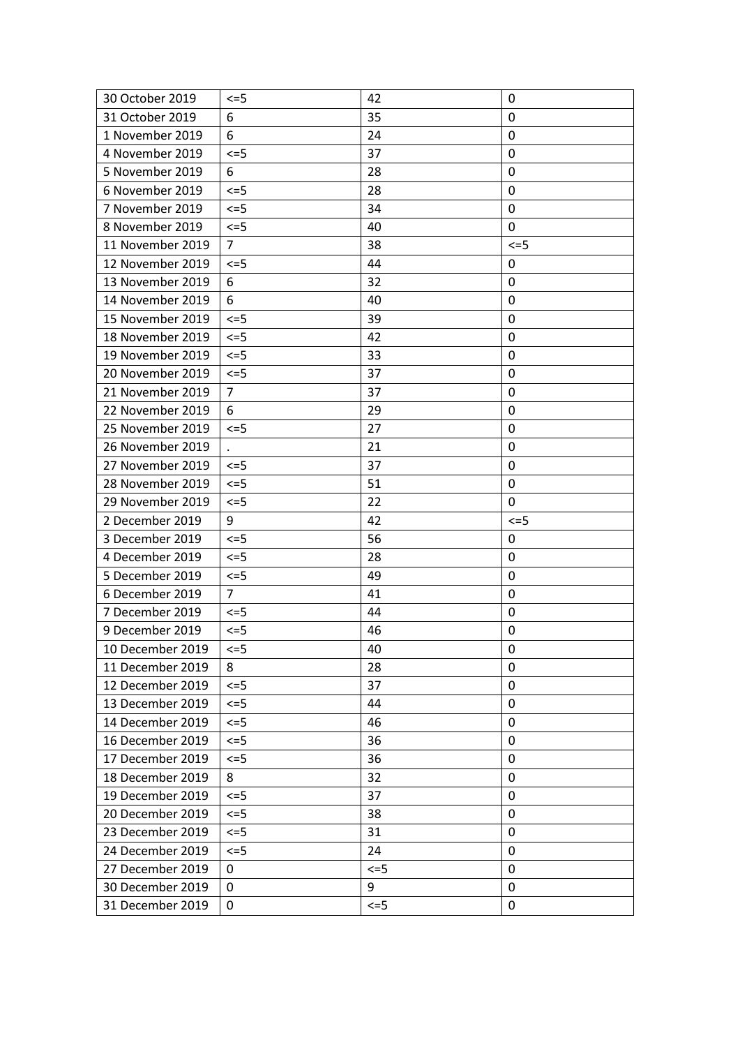| | | | |
|---|---|---|---|
| 30 October 2019 | <=5 | 42 | 0 |
| 31 October 2019 | 6 | 35 | 0 |
| 1 November 2019 | 6 | 24 | 0 |
| 4 November 2019 | <=5 | 37 | 0 |
| 5 November 2019 | 6 | 28 | 0 |
| 6 November 2019 | <=5 | 28 | 0 |
| 7 November 2019 | <=5 | 34 | 0 |
| 8 November 2019 | <=5 | 40 | 0 |
| 11 November 2019 | 7 | 38 | <=5 |
| 12 November 2019 | <=5 | 44 | 0 |
| 13 November 2019 | 6 | 32 | 0 |
| 14 November 2019 | 6 | 40 | 0 |
| 15 November 2019 | <=5 | 39 | 0 |
| 18 November 2019 | <=5 | 42 | 0 |
| 19 November 2019 | <=5 | 33 | 0 |
| 20 November 2019 | <=5 | 37 | 0 |
| 21 November 2019 | 7 | 37 | 0 |
| 22 November 2019 | 6 | 29 | 0 |
| 25 November 2019 | <=5 | 27 | 0 |
| 26 November 2019 | . | 21 | 0 |
| 27 November 2019 | <=5 | 37 | 0 |
| 28 November 2019 | <=5 | 51 | 0 |
| 29 November 2019 | <=5 | 22 | 0 |
| 2 December 2019 | 9 | 42 | <=5 |
| 3 December 2019 | <=5 | 56 | 0 |
| 4 December 2019 | <=5 | 28 | 0 |
| 5 December 2019 | <=5 | 49 | 0 |
| 6 December 2019 | 7 | 41 | 0 |
| 7 December 2019 | <=5 | 44 | 0 |
| 9 December 2019 | <=5 | 46 | 0 |
| 10 December 2019 | <=5 | 40 | 0 |
| 11 December 2019 | 8 | 28 | 0 |
| 12 December 2019 | <=5 | 37 | 0 |
| 13 December 2019 | <=5 | 44 | 0 |
| 14 December 2019 | <=5 | 46 | 0 |
| 16 December 2019 | <=5 | 36 | 0 |
| 17 December 2019 | <=5 | 36 | 0 |
| 18 December 2019 | 8 | 32 | 0 |
| 19 December 2019 | <=5 | 37 | 0 |
| 20 December 2019 | <=5 | 38 | 0 |
| 23 December 2019 | <=5 | 31 | 0 |
| 24 December 2019 | <=5 | 24 | 0 |
| 27 December 2019 | 0 | <=5 | 0 |
| 30 December 2019 | 0 | 9 | 0 |
| 31 December 2019 | 0 | <=5 | 0 |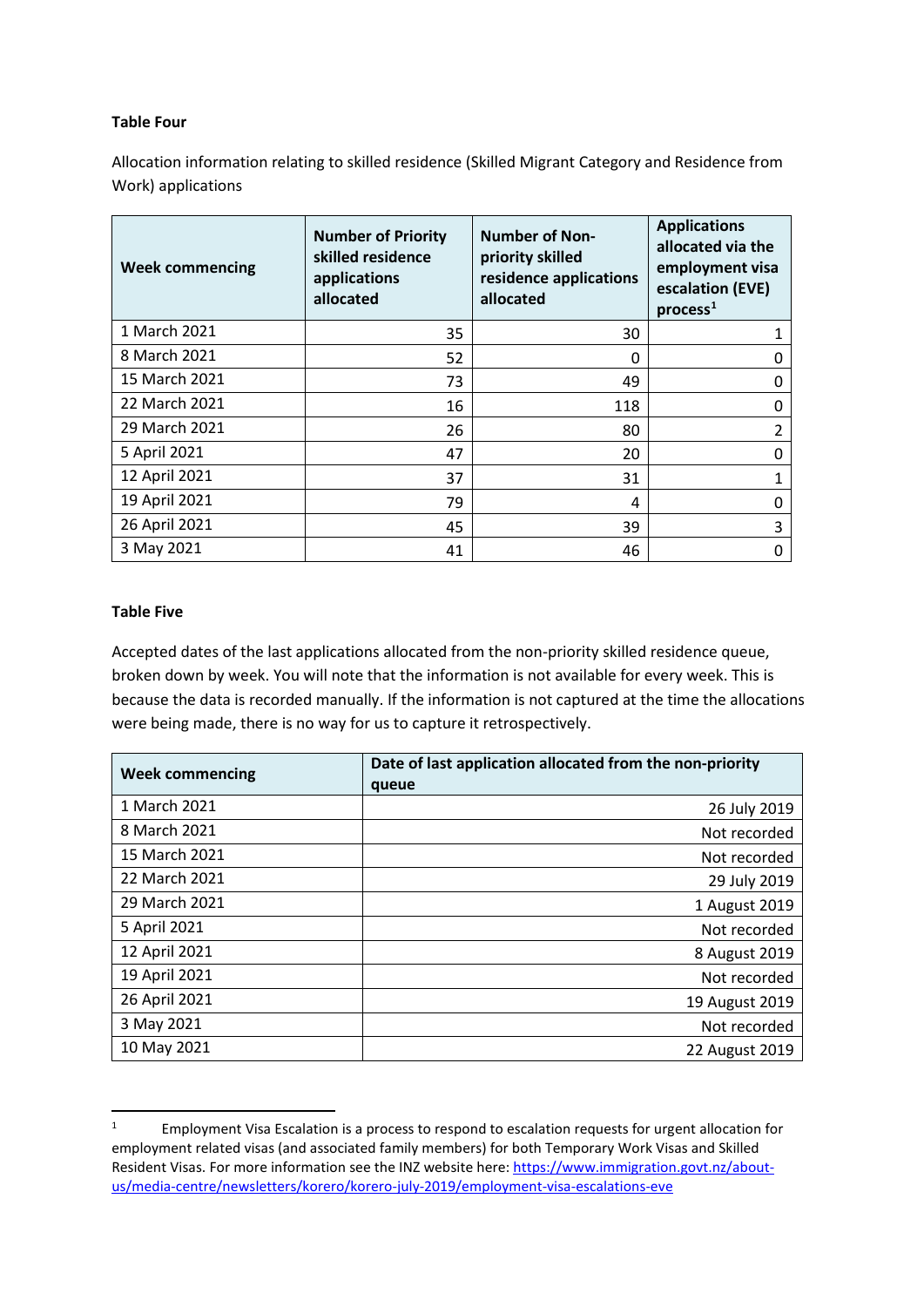**Table Four**

Allocation information relating to skilled residence (Skilled Migrant Category and Residence from Work) applications

| Week commencing | Number of Priority skilled residence applications allocated | Number of Non-priority skilled residence applications allocated | Applications allocated via the employment visa escalation (EVE) process[1] |
|---|---|---|---|
| 1 March 2021 | 35 | 30 | 1 |
| 8 March 2021 | 52 | 0 | 0 |
| 15 March 2021 | 73 | 49 | 0 |
| 22 March 2021 | 16 | 118 | 0 |
| 29 March 2021 | 26 | 80 | 2 |
| 5 April 2021 | 47 | 20 | 0 |
| 12 April 2021 | 37 | 31 | 1 |
| 19 April 2021 | 79 | 4 | 0 |
| 26 April 2021 | 45 | 39 | 3 |
| 3 May 2021 | 41 | 46 | 0 |

**Table Five**

Accepted dates of the last applications allocated from the non-priority skilled residence queue, broken down by week. You will note that the information is not available for every week. This is because the data is recorded manually. If the information is not captured at the time the allocations were being made, there is no way for us to capture it retrospectively.

| Week commencing | Date of last application allocated from the non-priority queue |
|---|---|
| 1 March 2021 | 26 July 2019 |
| 8 March 2021 | Not recorded |
| 15 March 2021 | Not recorded |
| 22 March 2021 | 29 July 2019 |
| 29 March 2021 | 1 August 2019 |
| 5 April 2021 | Not recorded |
| 12 April 2021 | 8 August 2019 |
| 19 April 2021 | Not recorded |
| 26 April 2021 | 19 August 2019 |
| 3 May 2021 | Not recorded |
| 10 May 2021 | 22 August 2019 |

[1] Employment Visa Escalation is a process to respond to escalation requests for urgent allocation for employment related visas (and associated family members) for both Temporary Work Visas and Skilled Resident Visas. For more information see the INZ website here: https://www.immigration.govt.nz/about-us/media-centre/newsletters/korero/korero-july-2019/employment-visa-escalations-eve